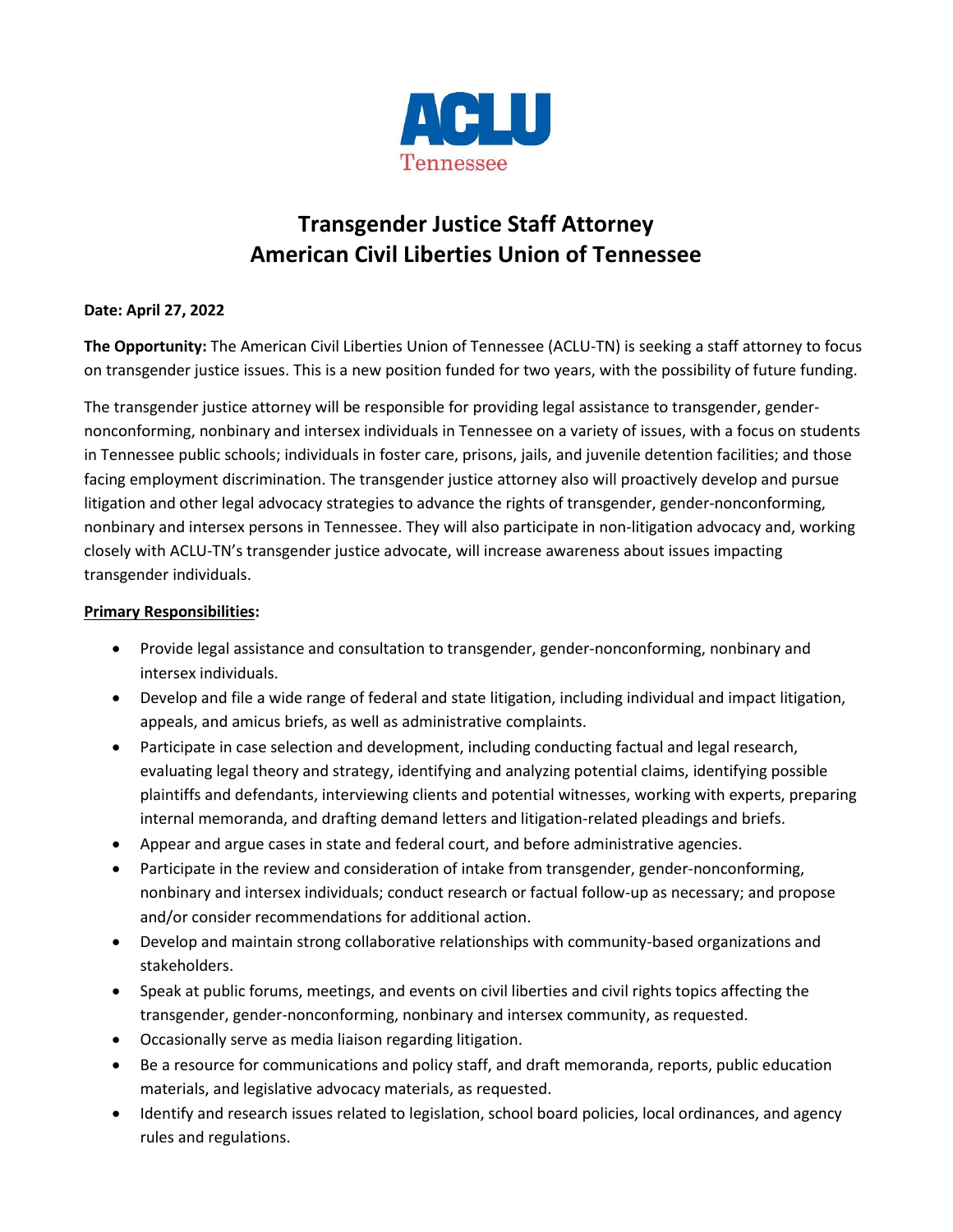ACLU
Tennessee

# Transgender Justice Staff Attorney
# American Civil Liberties Union of Tennessee

**Date: April 27, 2022**

**The Opportunity:** The American Civil Liberties Union of Tennessee (ACLU-TN) is seeking a staff attorney to focus on transgender justice issues. This is a new position funded for two years, with the possibility of future funding.

The transgender justice attorney will be responsible for providing legal assistance to transgender, gender-nonconforming, nonbinary and intersex individuals in Tennessee on a variety of issues, with a focus on students in Tennessee public schools; individuals in foster care, prisons, jails, and juvenile detention facilities; and those facing employment discrimination. The transgender justice attorney also will proactively develop and pursue litigation and other legal advocacy strategies to advance the rights of transgender, gender-nonconforming, nonbinary and intersex persons in Tennessee. They will also participate in non-litigation advocacy and, working closely with ACLU-TN's transgender justice advocate, will increase awareness about issues impacting transgender individuals.

**Primary Responsibilities:**

- Provide legal assistance and consultation to transgender, gender-nonconforming, nonbinary and intersex individuals.
- Develop and file a wide range of federal and state litigation, including individual and impact litigation, appeals, and amicus briefs, as well as administrative complaints.
- Participate in case selection and development, including conducting factual and legal research, evaluating legal theory and strategy, identifying and analyzing potential claims, identifying possible plaintiffs and defendants, interviewing clients and potential witnesses, working with experts, preparing internal memoranda, and drafting demand letters and litigation-related pleadings and briefs.
- Appear and argue cases in state and federal court, and before administrative agencies.
- Participate in the review and consideration of intake from transgender, gender-nonconforming, nonbinary and intersex individuals; conduct research or factual follow-up as necessary; and propose and/or consider recommendations for additional action.
- Develop and maintain strong collaborative relationships with community-based organizations and stakeholders.
- Speak at public forums, meetings, and events on civil liberties and civil rights topics affecting the transgender, gender-nonconforming, nonbinary and intersex community, as requested.
- Occasionally serve as media liaison regarding litigation.
- Be a resource for communications and policy staff, and draft memoranda, reports, public education materials, and legislative advocacy materials, as requested.
- Identify and research issues related to legislation, school board policies, local ordinances, and agency rules and regulations.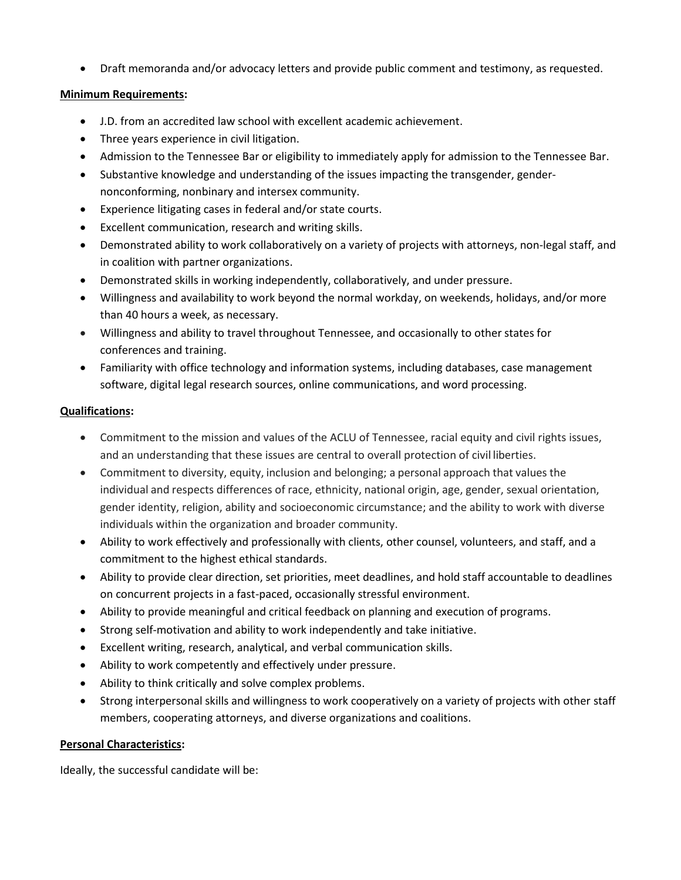- Draft memoranda and/or advocacy letters and provide public comment and testimony, as requested.

**Minimum Requirements:**

- J.D. from an accredited law school with excellent academic achievement.
- Three years experience in civil litigation.
- Admission to the Tennessee Bar or eligibility to immediately apply for admission to the Tennessee Bar.
- Substantive knowledge and understanding of the issues impacting the transgender, gender-nonconforming, nonbinary and intersex community.
- Experience litigating cases in federal and/or state courts.
- Excellent communication, research and writing skills.
- Demonstrated ability to work collaboratively on a variety of projects with attorneys, non-legal staff, and in coalition with partner organizations.
- Demonstrated skills in working independently, collaboratively, and under pressure.
- Willingness and availability to work beyond the normal workday, on weekends, holidays, and/or more than 40 hours a week, as necessary.
- Willingness and ability to travel throughout Tennessee, and occasionally to other states for conferences and training.
- Familiarity with office technology and information systems, including databases, case management software, digital legal research sources, online communications, and word processing.

**Qualifications:**

- Commitment to the mission and values of the ACLU of Tennessee, racial equity and civil rights issues, and an understanding that these issues are central to overall protection of civil liberties.
- Commitment to diversity, equity, inclusion and belonging; a personal approach that values the individual and respects differences of race, ethnicity, national origin, age, gender, sexual orientation, gender identity, religion, ability and socioeconomic circumstance; and the ability to work with diverse individuals within the organization and broader community.
- Ability to work effectively and professionally with clients, other counsel, volunteers, and staff, and a commitment to the highest ethical standards.
- Ability to provide clear direction, set priorities, meet deadlines, and hold staff accountable to deadlines on concurrent projects in a fast-paced, occasionally stressful environment.
- Ability to provide meaningful and critical feedback on planning and execution of programs.
- Strong self-motivation and ability to work independently and take initiative.
- Excellent writing, research, analytical, and verbal communication skills.
- Ability to work competently and effectively under pressure.
- Ability to think critically and solve complex problems.
- Strong interpersonal skills and willingness to work cooperatively on a variety of projects with other staff members, cooperating attorneys, and diverse organizations and coalitions.

**Personal Characteristics:**

Ideally, the successful candidate will be: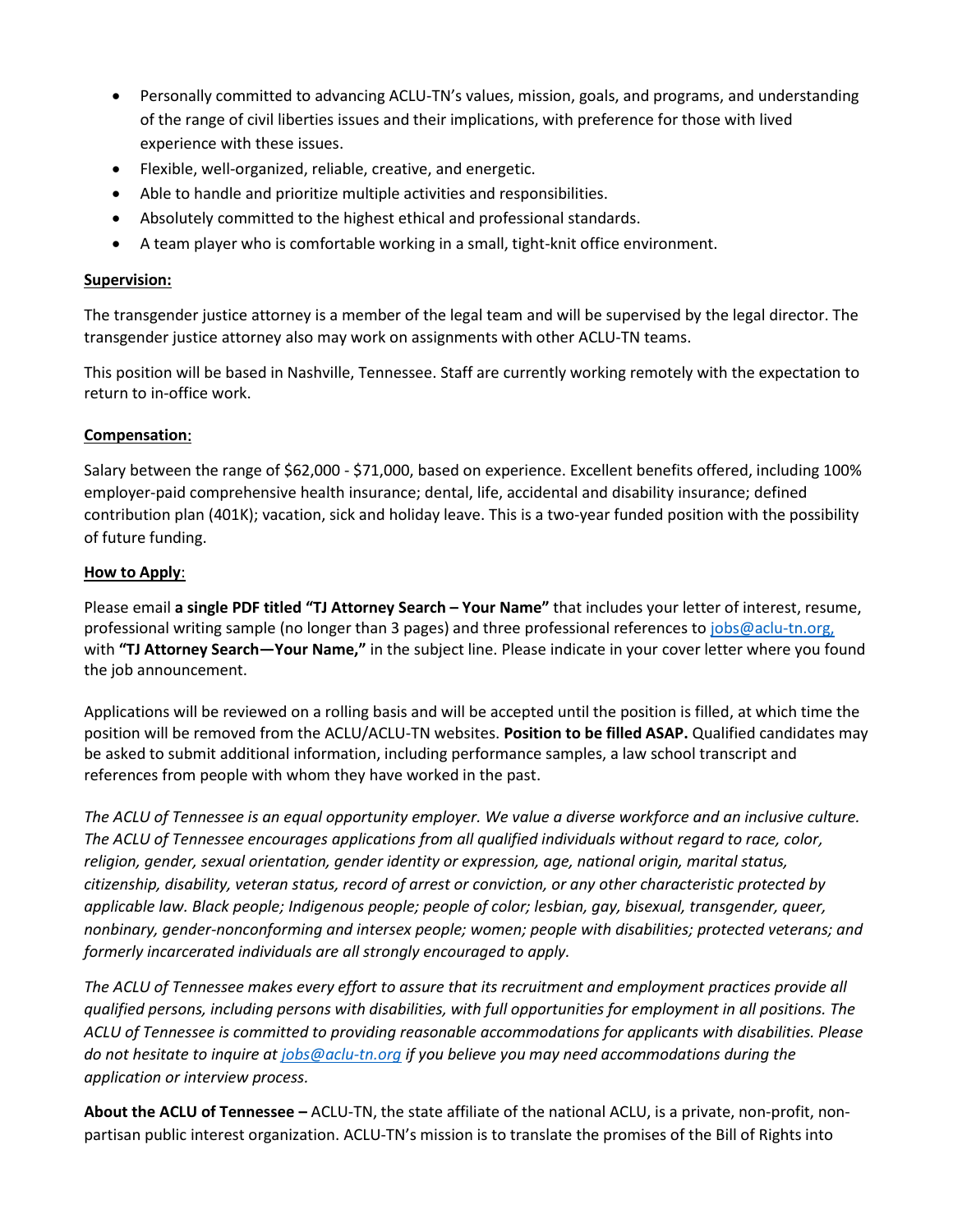- Personally committed to advancing ACLU-TN's values, mission, goals, and programs, and understanding of the range of civil liberties issues and their implications, with preference for those with lived experience with these issues.
- Flexible, well-organized, reliable, creative, and energetic.
- Able to handle and prioritize multiple activities and responsibilities.
- Absolutely committed to the highest ethical and professional standards.
- A team player who is comfortable working in a small, tight-knit office environment.

**Supervision:**

The transgender justice attorney is a member of the legal team and will be supervised by the legal director. The transgender justice attorney also may work on assignments with other ACLU-TN teams.

This position will be based in Nashville, Tennessee. Staff are currently working remotely with the expectation to return to in-office work.

**Compensation**:

Salary between the range of $62,000 - $71,000, based on experience. Excellent benefits offered, including 100% employer-paid comprehensive health insurance; dental, life, accidental and disability insurance; defined contribution plan (401K); vacation, sick and holiday leave. This is a two-year funded position with the possibility of future funding.

**How to Apply**:

Please email **a single PDF titled "TJ Attorney Search – Your Name"** that includes your letter of interest, resume, professional writing sample (no longer than 3 pages) and three professional references to jobs@aclu-tn.org, with **"TJ Attorney Search—Your Name,"** in the subject line. Please indicate in your cover letter where you found the job announcement.

Applications will be reviewed on a rolling basis and will be accepted until the position is filled, at which time the position will be removed from the ACLU/ACLU-TN websites. **Position to be filled ASAP.** Qualified candidates may be asked to submit additional information, including performance samples, a law school transcript and references from people with whom they have worked in the past.

*The ACLU of Tennessee is an equal opportunity employer. We value a diverse workforce and an inclusive culture. The ACLU of Tennessee encourages applications from all qualified individuals without regard to race, color, religion, gender, sexual orientation, gender identity or expression, age, national origin, marital status, citizenship, disability, veteran status, record of arrest or conviction, or any other characteristic protected by applicable law. Black people; Indigenous people; people of color; lesbian, gay, bisexual, transgender, queer, nonbinary, gender-nonconforming and intersex people; women; people with disabilities; protected veterans; and formerly incarcerated individuals are all strongly encouraged to apply.*

*The ACLU of Tennessee makes every effort to assure that its recruitment and employment practices provide all qualified persons, including persons with disabilities, with full opportunities for employment in all positions. The ACLU of Tennessee is committed to providing reasonable accommodations for applicants with disabilities. Please do not hesitate to inquire at jobs@aclu-tn.org if you believe you may need accommodations during the application or interview process.*

**About the ACLU of Tennessee –** ACLU-TN, the state affiliate of the national ACLU, is a private, non-profit, non-partisan public interest organization. ACLU-TN's mission is to translate the promises of the Bill of Rights into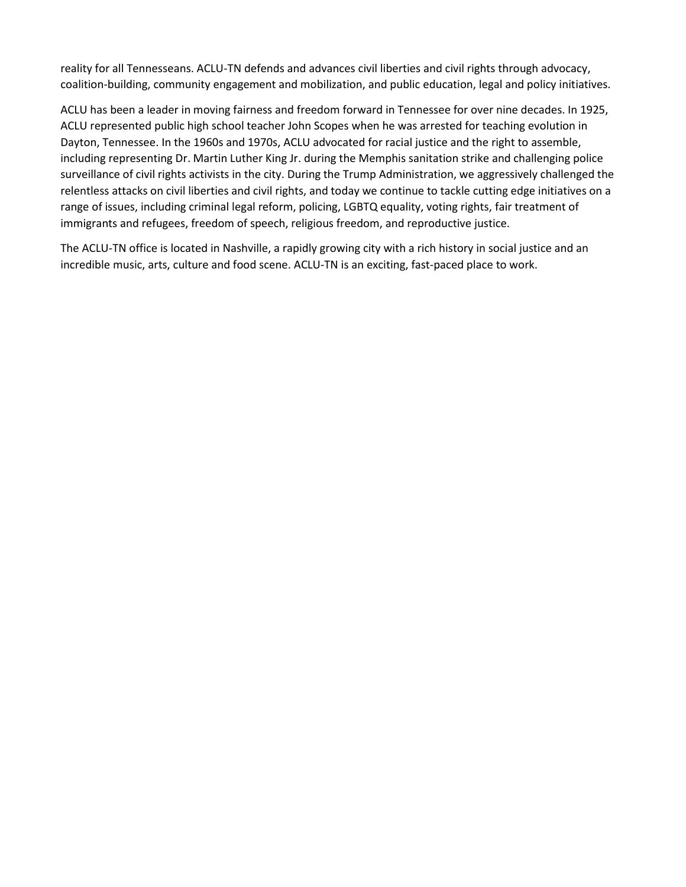reality for all Tennesseans. ACLU-TN defends and advances civil liberties and civil rights through advocacy, coalition-building, community engagement and mobilization, and public education, legal and policy initiatives.

ACLU has been a leader in moving fairness and freedom forward in Tennessee for over nine decades. In 1925, ACLU represented public high school teacher John Scopes when he was arrested for teaching evolution in Dayton, Tennessee. In the 1960s and 1970s, ACLU advocated for racial justice and the right to assemble, including representing Dr. Martin Luther King Jr. during the Memphis sanitation strike and challenging police surveillance of civil rights activists in the city. During the Trump Administration, we aggressively challenged the relentless attacks on civil liberties and civil rights, and today we continue to tackle cutting edge initiatives on a range of issues, including criminal legal reform, policing, LGBTQ equality, voting rights, fair treatment of immigrants and refugees, freedom of speech, religious freedom, and reproductive justice.

The ACLU-TN office is located in Nashville, a rapidly growing city with a rich history in social justice and an incredible music, arts, culture and food scene. ACLU-TN is an exciting, fast-paced place to work.